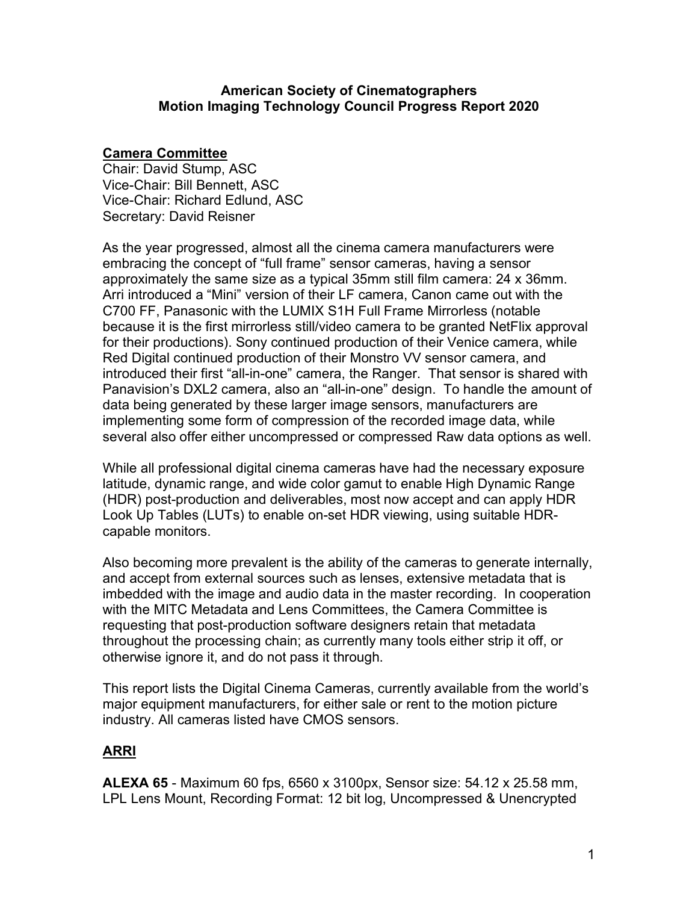# American Society of Cinematographers
# Motion Imaging Technology Council Progress Report 2020

## Camera Committee

Chair: David Stump, ASC
Vice-Chair: Bill Bennett, ASC
Vice-Chair: Richard Edlund, ASC
Secretary: David Reisner

As the year progressed, almost all the cinema camera manufacturers were embracing the concept of "full frame" sensor cameras, having a sensor approximately the same size as a typical 35mm still film camera: 24 x 36mm. Arri introduced a "Mini" version of their LF camera, Canon came out with the C700 FF, Panasonic with the LUMIX S1H Full Frame Mirrorless (notable because it is the first mirrorless still/video camera to be granted NetFlix approval for their productions). Sony continued production of their Venice camera, while Red Digital continued production of their Monstro VV sensor camera, and introduced their first "all-in-one" camera, the Ranger. That sensor is shared with Panavision's DXL2 camera, also an "all-in-one" design. To handle the amount of data being generated by these larger image sensors, manufacturers are implementing some form of compression of the recorded image data, while several also offer either uncompressed or compressed Raw data options as well.

While all professional digital cinema cameras have had the necessary exposure latitude, dynamic range, and wide color gamut to enable High Dynamic Range (HDR) post-production and deliverables, most now accept and can apply HDR Look Up Tables (LUTs) to enable on-set HDR viewing, using suitable HDR-capable monitors.

Also becoming more prevalent is the ability of the cameras to generate internally, and accept from external sources such as lenses, extensive metadata that is imbedded with the image and audio data in the master recording. In cooperation with the MITC Metadata and Lens Committees, the Camera Committee is requesting that post-production software designers retain that metadata throughout the processing chain; as currently many tools either strip it off, or otherwise ignore it, and do not pass it through.

This report lists the Digital Cinema Cameras, currently available from the world's major equipment manufacturers, for either sale or rent to the motion picture industry. All cameras listed have CMOS sensors.

## ARRI

**ALEXA 65** - Maximum 60 fps, 6560 x 3100px, Sensor size: 54.12 x 25.58 mm, LPL Lens Mount, Recording Format: 12 bit log, Uncompressed & Unencrypted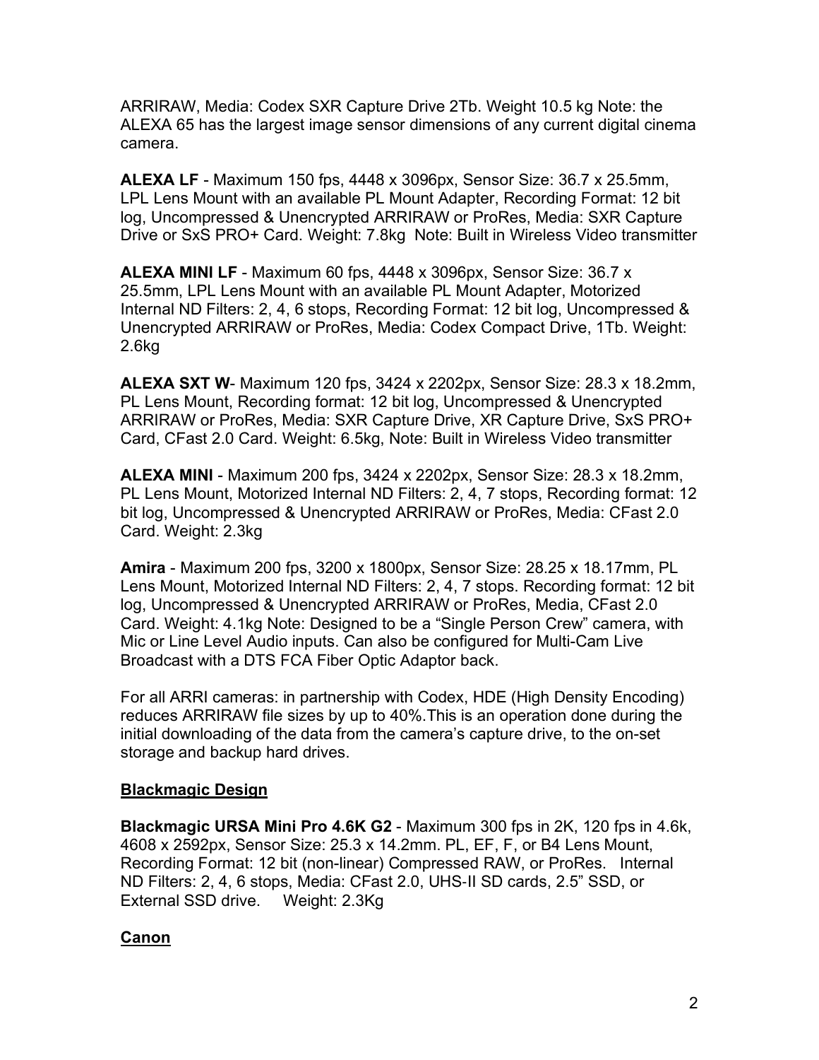ARRIRAW, Media: Codex SXR Capture Drive 2Tb. Weight 10.5 kg Note: the ALEXA 65 has the largest image sensor dimensions of any current digital cinema camera.

**ALEXA LF** - Maximum 150 fps, 4448 x 3096px, Sensor Size: 36.7 x 25.5mm, LPL Lens Mount with an available PL Mount Adapter, Recording Format: 12 bit log, Uncompressed & Unencrypted ARRIRAW or ProRes, Media: SXR Capture Drive or SxS PRO+ Card. Weight: 7.8kg Note: Built in Wireless Video transmitter

**ALEXA MINI LF** - Maximum 60 fps, 4448 x 3096px, Sensor Size: 36.7 x 25.5mm, LPL Lens Mount with an available PL Mount Adapter, Motorized Internal ND Filters: 2, 4, 6 stops, Recording Format: 12 bit log, Uncompressed & Unencrypted ARRIRAW or ProRes, Media: Codex Compact Drive, 1Tb. Weight: 2.6kg

**ALEXA SXT W**- Maximum 120 fps, 3424 x 2202px, Sensor Size: 28.3 x 18.2mm, PL Lens Mount, Recording format: 12 bit log, Uncompressed & Unencrypted ARRIRAW or ProRes, Media: SXR Capture Drive, XR Capture Drive, SxS PRO+ Card, CFast 2.0 Card. Weight: 6.5kg, Note: Built in Wireless Video transmitter

**ALEXA MINI** - Maximum 200 fps, 3424 x 2202px, Sensor Size: 28.3 x 18.2mm, PL Lens Mount, Motorized Internal ND Filters: 2, 4, 7 stops, Recording format: 12 bit log, Uncompressed & Unencrypted ARRIRAW or ProRes, Media: CFast 2.0 Card. Weight: 2.3kg

**Amira** - Maximum 200 fps, 3200 x 1800px, Sensor Size: 28.25 x 18.17mm, PL Lens Mount, Motorized Internal ND Filters: 2, 4, 7 stops. Recording format: 12 bit log, Uncompressed & Unencrypted ARRIRAW or ProRes, Media, CFast 2.0 Card. Weight: 4.1kg Note: Designed to be a "Single Person Crew" camera, with Mic or Line Level Audio inputs. Can also be configured for Multi-Cam Live Broadcast with a DTS FCA Fiber Optic Adaptor back.

For all ARRI cameras: in partnership with Codex, HDE (High Density Encoding) reduces ARRIRAW file sizes by up to 40%.This is an operation done during the initial downloading of the data from the camera's capture drive, to the on-set storage and backup hard drives.

## Blackmagic Design

**Blackmagic URSA Mini Pro 4.6K G2** - Maximum 300 fps in 2K, 120 fps in 4.6k, 4608 x 2592px, Sensor Size: 25.3 x 14.2mm. PL, EF, F, or B4 Lens Mount, Recording Format: 12 bit (non-linear) Compressed RAW, or ProRes. Internal ND Filters: 2, 4, 6 stops, Media: CFast 2.0, UHS-II SD cards, 2.5" SSD, or External SSD drive. Weight: 2.3Kg

## Canon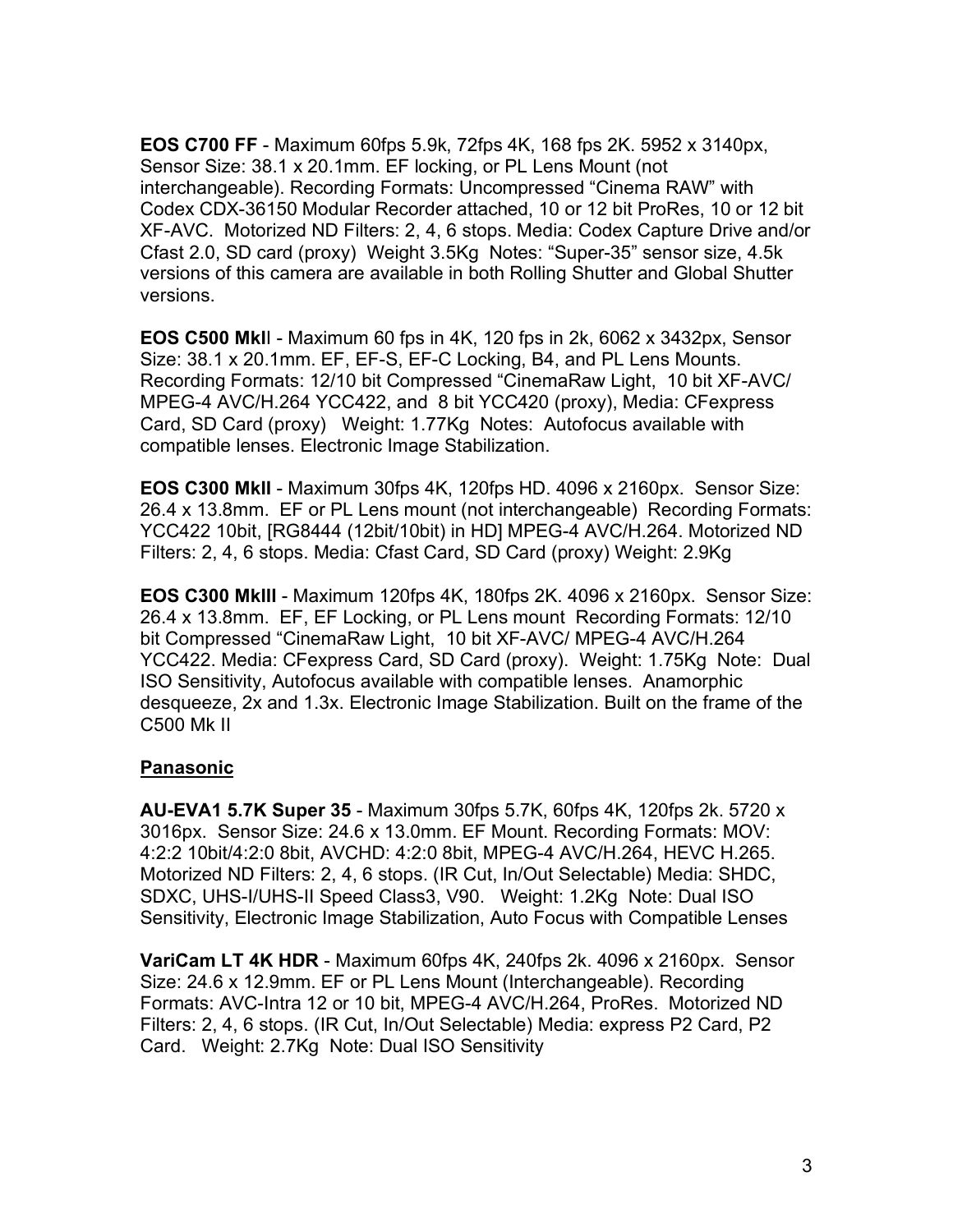**EOS C700 FF** - Maximum 60fps 5.9k, 72fps 4K, 168 fps 2K. 5952 x 3140px, Sensor Size: 38.1 x 20.1mm. EF locking, or PL Lens Mount (not interchangeable). Recording Formats: Uncompressed "Cinema RAW" with Codex CDX-36150 Modular Recorder attached, 10 or 12 bit ProRes, 10 or 12 bit XF-AVC. Motorized ND Filters: 2, 4, 6 stops. Media: Codex Capture Drive and/or Cfast 2.0, SD card (proxy) Weight 3.5Kg Notes: "Super-35" sensor size, 4.5k versions of this camera are available in both Rolling Shutter and Global Shutter versions.

**EOS C500 MkI**I - Maximum 60 fps in 4K, 120 fps in 2k, 6062 x 3432px, Sensor Size: 38.1 x 20.1mm. EF, EF-S, EF-C Locking, B4, and PL Lens Mounts. Recording Formats: 12/10 bit Compressed "CinemaRaw Light, 10 bit XF-AVC/ MPEG-4 AVC/H.264 YCC422, and 8 bit YCC420 (proxy), Media: CFexpress Card, SD Card (proxy) Weight: 1.77Kg Notes: Autofocus available with compatible lenses. Electronic Image Stabilization.

**EOS C300 MkII** - Maximum 30fps 4K, 120fps HD. 4096 x 2160px. Sensor Size: 26.4 x 13.8mm. EF or PL Lens mount (not interchangeable) Recording Formats: YCC422 10bit, [RG8444 (12bit/10bit) in HD] MPEG-4 AVC/H.264. Motorized ND Filters: 2, 4, 6 stops. Media: Cfast Card, SD Card (proxy) Weight: 2.9Kg

**EOS C300 MkIII** - Maximum 120fps 4K, 180fps 2K. 4096 x 2160px. Sensor Size: 26.4 x 13.8mm. EF, EF Locking, or PL Lens mount Recording Formats: 12/10 bit Compressed "CinemaRaw Light, 10 bit XF-AVC/ MPEG-4 AVC/H.264 YCC422. Media: CFexpress Card, SD Card (proxy). Weight: 1.75Kg Note: Dual ISO Sensitivity, Autofocus available with compatible lenses. Anamorphic desqueeze, 2x and 1.3x. Electronic Image Stabilization. Built on the frame of the C500 Mk II

## Panasonic

**AU-EVA1 5.7K Super 35** - Maximum 30fps 5.7K, 60fps 4K, 120fps 2k. 5720 x 3016px. Sensor Size: 24.6 x 13.0mm. EF Mount. Recording Formats: MOV: 4:2:2 10bit/4:2:0 8bit, AVCHD: 4:2:0 8bit, MPEG-4 AVC/H.264, HEVC H.265. Motorized ND Filters: 2, 4, 6 stops. (IR Cut, In/Out Selectable) Media: SHDC, SDXC, UHS-I/UHS-II Speed Class3, V90. Weight: 1.2Kg Note: Dual ISO Sensitivity, Electronic Image Stabilization, Auto Focus with Compatible Lenses

**VariCam LT 4K HDR** - Maximum 60fps 4K, 240fps 2k. 4096 x 2160px. Sensor Size: 24.6 x 12.9mm. EF or PL Lens Mount (Interchangeable). Recording Formats: AVC-Intra 12 or 10 bit, MPEG-4 AVC/H.264, ProRes. Motorized ND Filters: 2, 4, 6 stops. (IR Cut, In/Out Selectable) Media: express P2 Card, P2 Card. Weight: 2.7Kg Note: Dual ISO Sensitivity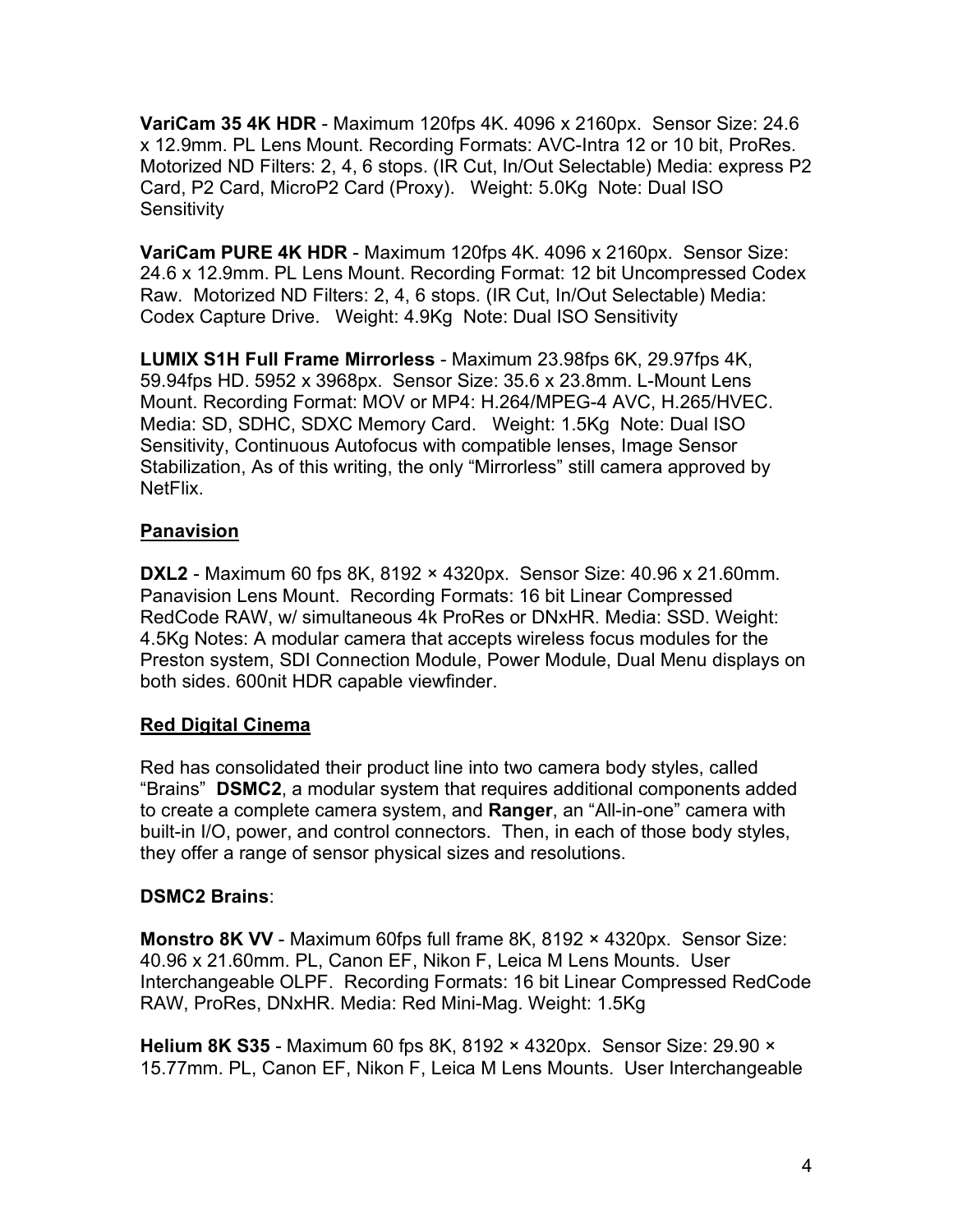**VariCam 35 4K HDR** - Maximum 120fps 4K. 4096 x 2160px. Sensor Size: 24.6 x 12.9mm. PL Lens Mount. Recording Formats: AVC-Intra 12 or 10 bit, ProRes. Motorized ND Filters: 2, 4, 6 stops. (IR Cut, In/Out Selectable) Media: express P2 Card, P2 Card, MicroP2 Card (Proxy). Weight: 5.0Kg Note: Dual ISO Sensitivity

**VariCam PURE 4K HDR** - Maximum 120fps 4K. 4096 x 2160px. Sensor Size: 24.6 x 12.9mm. PL Lens Mount. Recording Format: 12 bit Uncompressed Codex Raw. Motorized ND Filters: 2, 4, 6 stops. (IR Cut, In/Out Selectable) Media: Codex Capture Drive. Weight: 4.9Kg Note: Dual ISO Sensitivity

**LUMIX S1H Full Frame Mirrorless** - Maximum 23.98fps 6K, 29.97fps 4K, 59.94fps HD. 5952 x 3968px. Sensor Size: 35.6 x 23.8mm. L-Mount Lens Mount. Recording Format: MOV or MP4: H.264/MPEG-4 AVC, H.265/HVEC. Media: SD, SDHC, SDXC Memory Card. Weight: 1.5Kg Note: Dual ISO Sensitivity, Continuous Autofocus with compatible lenses, Image Sensor Stabilization, As of this writing, the only "Mirrorless" still camera approved by NetFlix.

## Panavision

**DXL2** - Maximum 60 fps 8K, 8192 × 4320px. Sensor Size: 40.96 x 21.60mm. Panavision Lens Mount. Recording Formats: 16 bit Linear Compressed RedCode RAW, w/ simultaneous 4k ProRes or DNxHR. Media: SSD. Weight: 4.5Kg Notes: A modular camera that accepts wireless focus modules for the Preston system, SDI Connection Module, Power Module, Dual Menu displays on both sides. 600nit HDR capable viewfinder.

## Red Digital Cinema

Red has consolidated their product line into two camera body styles, called "Brains" **DSMC2**, a modular system that requires additional components added to create a complete camera system, and **Ranger**, an "All-in-one" camera with built-in I/O, power, and control connectors. Then, in each of those body styles, they offer a range of sensor physical sizes and resolutions.

**DSMC2 Brains**:

**Monstro 8K VV** - Maximum 60fps full frame 8K, 8192 × 4320px. Sensor Size: 40.96 x 21.60mm. PL, Canon EF, Nikon F, Leica M Lens Mounts. User Interchangeable OLPF. Recording Formats: 16 bit Linear Compressed RedCode RAW, ProRes, DNxHR. Media: Red Mini-Mag. Weight: 1.5Kg

**Helium 8K S35** - Maximum 60 fps 8K, 8192 × 4320px. Sensor Size: 29.90 × 15.77mm. PL, Canon EF, Nikon F, Leica M Lens Mounts. User Interchangeable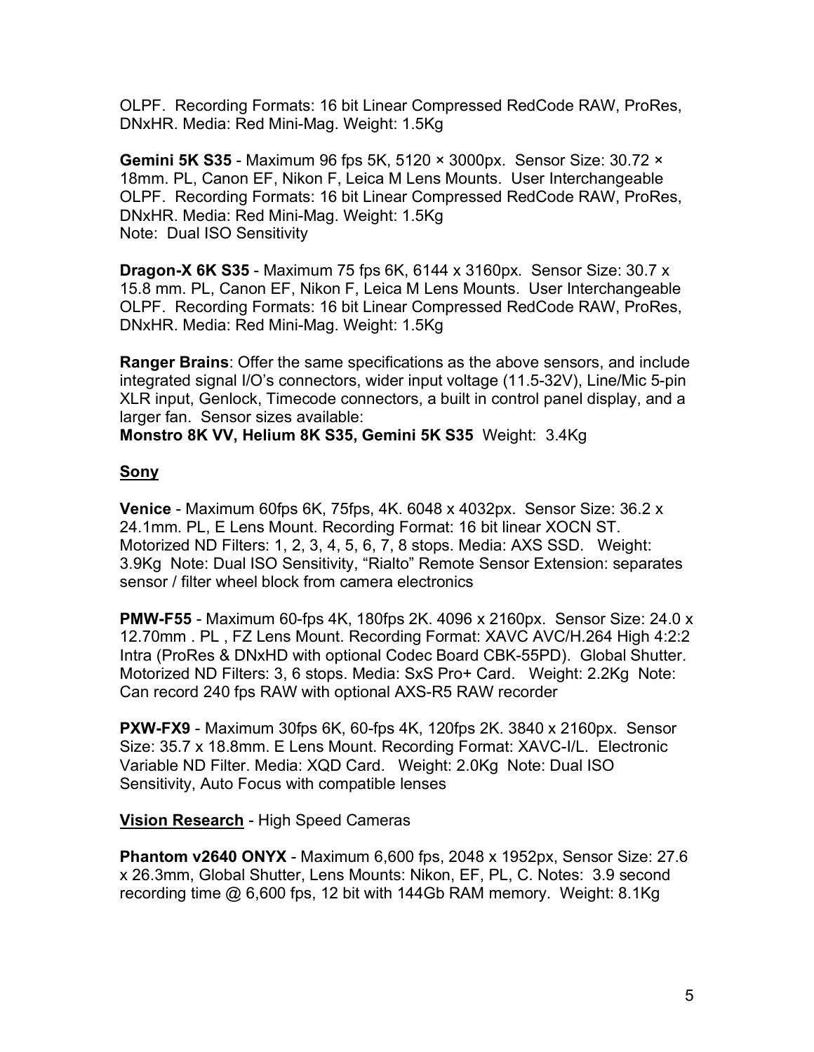OLPF. Recording Formats: 16 bit Linear Compressed RedCode RAW, ProRes, DNxHR. Media: Red Mini-Mag. Weight: 1.5Kg

**Gemini 5K S35** - Maximum 96 fps 5K, 5120 × 3000px. Sensor Size: 30.72 × 18mm. PL, Canon EF, Nikon F, Leica M Lens Mounts. User Interchangeable OLPF. Recording Formats: 16 bit Linear Compressed RedCode RAW, ProRes, DNxHR. Media: Red Mini-Mag. Weight: 1.5Kg
Note: Dual ISO Sensitivity

**Dragon-X 6K S35** - Maximum 75 fps 6K, 6144 x 3160px. Sensor Size: 30.7 x 15.8 mm. PL, Canon EF, Nikon F, Leica M Lens Mounts. User Interchangeable OLPF. Recording Formats: 16 bit Linear Compressed RedCode RAW, ProRes, DNxHR. Media: Red Mini-Mag. Weight: 1.5Kg

**Ranger Brains**: Offer the same specifications as the above sensors, and include integrated signal I/O's connectors, wider input voltage (11.5-32V), Line/Mic 5-pin XLR input, Genlock, Timecode connectors, a built in control panel display, and a larger fan. Sensor sizes available:
**Monstro 8K VV, Helium 8K S35, Gemini 5K S35** Weight: 3.4Kg

**Sony**

**Venice** - Maximum 60fps 6K, 75fps, 4K. 6048 x 4032px. Sensor Size: 36.2 x 24.1mm. PL, E Lens Mount. Recording Format: 16 bit linear XOCN ST. Motorized ND Filters: 1, 2, 3, 4, 5, 6, 7, 8 stops. Media: AXS SSD. Weight: 3.9Kg Note: Dual ISO Sensitivity, "Rialto" Remote Sensor Extension: separates sensor / filter wheel block from camera electronics

**PMW-F55** - Maximum 60-fps 4K, 180fps 2K. 4096 x 2160px. Sensor Size: 24.0 x 12.70mm . PL , FZ Lens Mount. Recording Format: XAVC AVC/H.264 High 4:2:2 Intra (ProRes & DNxHD with optional Codec Board CBK-55PD). Global Shutter. Motorized ND Filters: 3, 6 stops. Media: SxS Pro+ Card. Weight: 2.2Kg Note: Can record 240 fps RAW with optional AXS-R5 RAW recorder

**PXW-FX9** - Maximum 30fps 6K, 60-fps 4K, 120fps 2K. 3840 x 2160px. Sensor Size: 35.7 x 18.8mm. E Lens Mount. Recording Format: XAVC-I/L. Electronic Variable ND Filter. Media: XQD Card. Weight: 2.0Kg Note: Dual ISO Sensitivity, Auto Focus with compatible lenses

**Vision Research** - High Speed Cameras

**Phantom v2640 ONYX** - Maximum 6,600 fps, 2048 x 1952px, Sensor Size: 27.6 x 26.3mm, Global Shutter, Lens Mounts: Nikon, EF, PL, C. Notes: 3.9 second recording time @ 6,600 fps, 12 bit with 144Gb RAM memory. Weight: 8.1Kg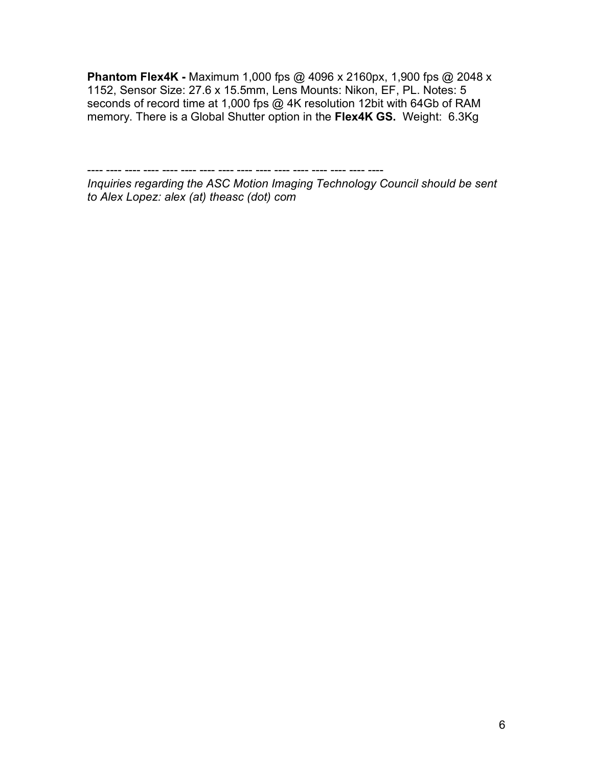**Phantom Flex4K -** Maximum 1,000 fps @ 4096 x 2160px, 1,900 fps @ 2048 x 1152, Sensor Size: 27.6 x 15.5mm, Lens Mounts: Nikon, EF, PL. Notes: 5 seconds of record time at 1,000 fps @ 4K resolution 12bit with 64Gb of RAM memory. There is a Global Shutter option in the **Flex4K GS.** Weight: 6.3Kg

---- ---- ---- ---- ---- ---- ---- ---- ---- ---- ---- ---- ---- ---- ---- ----

*Inquiries regarding the ASC Motion Imaging Technology Council should be sent to Alex Lopez: alex (at) theasc (dot) com*